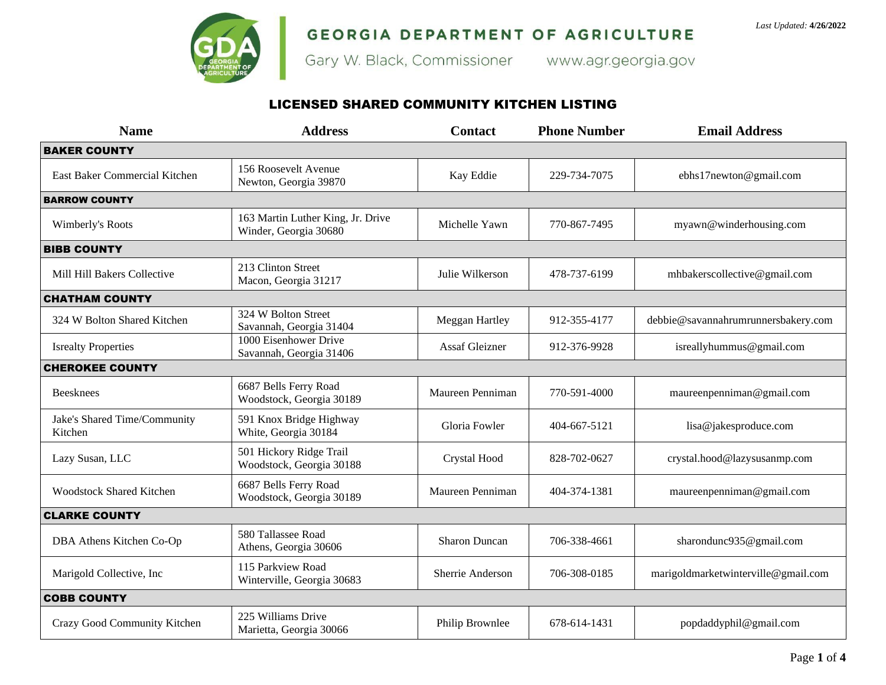# GEORGIA DEPARTMENT OF AGRICULTURE

Gary W. Black, Commissioner www.agr.georgia.gov

*Last Updated:* **4/26/2022**

## LICENSED SHARED COMMUNITY KITCHEN LISTING

| Name | Address | Contact | Phone Number | Email Address |
|---|---|---|---|---|
| **BAKER COUNTY** | | | | |
| East Baker Commercial Kitchen | 156 Roosevelt Avenue<br>Newton, Georgia 39870 | Kay Eddie | 229-734-7075 | ebhs17newton@gmail.com |
| **BARROW COUNTY** | | | | |
| Wimberly's Roots | 163 Martin Luther King, Jr. Drive<br>Winder, Georgia 30680 | Michelle Yawn | 770-867-7495 | myawn@winderhousing.com |
| **BIBB COUNTY** | | | | |
| Mill Hill Bakers Collective | 213 Clinton Street<br>Macon, Georgia 31217 | Julie Wilkerson | 478-737-6199 | mhbakerscollective@gmail.com |
| **CHATHAM COUNTY** | | | | |
| 324 W Bolton Shared Kitchen | 324 W Bolton Street<br>Savannah, Georgia 31404 | Meggan Hartley | 912-355-4177 | debbie@savannahrumrunnersbakery.com |
| Isrealty Properties | 1000 Eisenhower Drive<br>Savannah, Georgia 31406 | Assaf Gleizner | 912-376-9928 | isreallyhummus@gmail.com |
| **CHEROKEE COUNTY** | | | | |
| Beesknees | 6687 Bells Ferry Road<br>Woodstock, Georgia 30189 | Maureen Penniman | 770-591-4000 | maureenpenniman@gmail.com |
| Jake's Shared Time/Community Kitchen | 591 Knox Bridge Highway<br>White, Georgia 30184 | Gloria Fowler | 404-667-5121 | lisa@jakesproduce.com |
| Lazy Susan, LLC | 501 Hickory Ridge Trail<br>Woodstock, Georgia 30188 | Crystal Hood | 828-702-0627 | crystal.hood@lazysusanmp.com |
| Woodstock Shared Kitchen | 6687 Bells Ferry Road<br>Woodstock, Georgia 30189 | Maureen Penniman | 404-374-1381 | maureenpenniman@gmail.com |
| **CLARKE COUNTY** | | | | |
| DBA Athens Kitchen Co-Op | 580 Tallassee Road<br>Athens, Georgia 30606 | Sharon Duncan | 706-338-4661 | sharondunc935@gmail.com |
| Marigold Collective, Inc | 115 Parkview Road<br>Winterville, Georgia 30683 | Sherrie Anderson | 706-308-0185 | marigoldmarketwinterville@gmail.com |
| **COBB COUNTY** | | | | |
| Crazy Good Community Kitchen | 225 Williams Drive<br>Marietta, Georgia 30066 | Philip Brownlee | 678-614-1431 | popdaddyphil@gmail.com |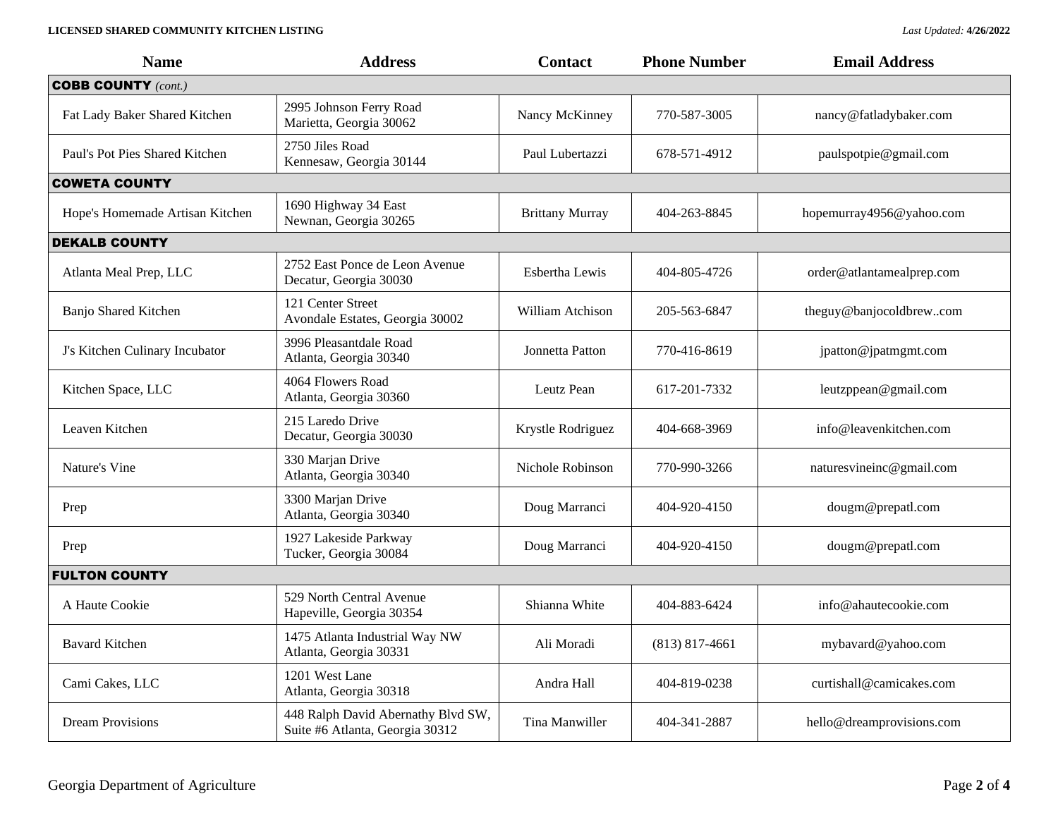| Name | Address | Contact | Phone Number | Email Address |
|---|---|---|---|---|
| **COBB COUNTY** *(cont.)* | | | | |
| Fat Lady Baker Shared Kitchen | 2995 Johnson Ferry Road Marietta, Georgia 30062 | Nancy McKinney | 770-587-3005 | nancy@fatladybaker.com |
| Paul's Pot Pies Shared Kitchen | 2750 Jiles Road Kennesaw, Georgia 30144 | Paul Lubertazzi | 678-571-4912 | paulspotpie@gmail.com |
| **COWETA COUNTY** | | | | |
| Hope's Homemade Artisan Kitchen | 1690 Highway 34 East Newnan, Georgia 30265 | Brittany Murray | 404-263-8845 | hopemurray4956@yahoo.com |
| **DEKALB COUNTY** | | | | |
| Atlanta Meal Prep, LLC | 2752 East Ponce de Leon Avenue Decatur, Georgia 30030 | Esbertha Lewis | 404-805-4726 | order@atlantamealprep.com |
| Banjo Shared Kitchen | 121 Center Street Avondale Estates, Georgia 30002 | William Atchison | 205-563-6847 | theguy@banjocoldbrew..com |
| J's Kitchen Culinary Incubator | 3996 Pleasantdale Road Atlanta, Georgia 30340 | Jonnetta Patton | 770-416-8619 | jpatton@jpatmgmt.com |
| Kitchen Space, LLC | 4064 Flowers Road Atlanta, Georgia 30360 | Leutz Pean | 617-201-7332 | leutzppean@gmail.com |
| Leaven Kitchen | 215 Laredo Drive Decatur, Georgia 30030 | Krystle Rodriguez | 404-668-3969 | info@leavenkitchen.com |
| Nature's Vine | 330 Marjan Drive Atlanta, Georgia 30340 | Nichole Robinson | 770-990-3266 | naturesvineinc@gmail.com |
| Prep | 3300 Marjan Drive Atlanta, Georgia 30340 | Doug Marranci | 404-920-4150 | dougm@prepatl.com |
| Prep | 1927 Lakeside Parkway Tucker, Georgia 30084 | Doug Marranci | 404-920-4150 | dougm@prepatl.com |
| **FULTON COUNTY** | | | | |
| A Haute Cookie | 529 North Central Avenue Hapeville, Georgia 30354 | Shianna White | 404-883-6424 | info@ahautecookie.com |
| Bavard Kitchen | 1475 Atlanta Industrial Way NW Atlanta, Georgia 30331 | Ali Moradi | (813) 817-4661 | mybavard@yahoo.com |
| Cami Cakes, LLC | 1201 West Lane Atlanta, Georgia 30318 | Andra Hall | 404-819-0238 | curtishall@camicakes.com |
| Dream Provisions | 448 Ralph David Abernathy Blvd SW, Suite #6 Atlanta, Georgia 30312 | Tina Manwiller | 404-341-2887 | hello@dreamprovisions.com |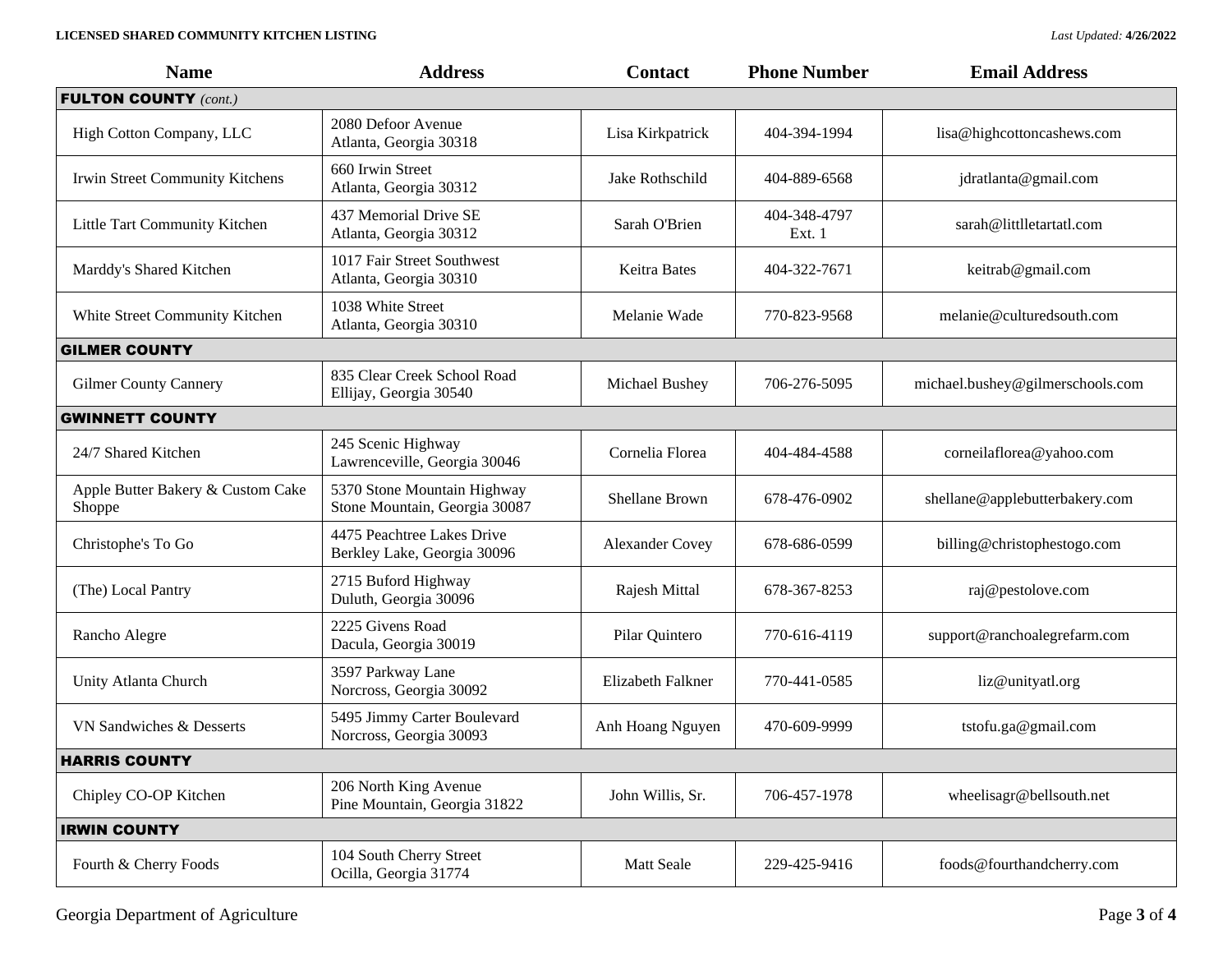| Name | Address | Contact | Phone Number | Email Address |
|---|---|---|---|---|
| **FULTON COUNTY** *(cont.)* | | | | |
| High Cotton Company, LLC | 2080 Defoor Avenue<br>Atlanta, Georgia 30318 | Lisa Kirkpatrick | 404-394-1994 | lisa@highcottoncashews.com |
| Irwin Street Community Kitchens | 660 Irwin Street<br>Atlanta, Georgia 30312 | Jake Rothschild | 404-889-6568 | jdratlanta@gmail.com |
| Little Tart Community Kitchen | 437 Memorial Drive SE<br>Atlanta, Georgia 30312 | Sarah O'Brien | 404-348-4797<br>Ext. 1 | sarah@littlletartatl.com |
| Marddy's Shared Kitchen | 1017 Fair Street Southwest<br>Atlanta, Georgia 30310 | Keitra Bates | 404-322-7671 | keitrab@gmail.com |
| White Street Community Kitchen | 1038 White Street<br>Atlanta, Georgia 30310 | Melanie Wade | 770-823-9568 | melanie@culturedsouth.com |
| **GILMER COUNTY** | | | | |
| Gilmer County Cannery | 835 Clear Creek School Road<br>Ellijay, Georgia 30540 | Michael Bushey | 706-276-5095 | michael.bushey@gilmerschools.com |
| **GWINNETT COUNTY** | | | | |
| 24/7 Shared Kitchen | 245 Scenic Highway<br>Lawrenceville, Georgia 30046 | Cornelia Florea | 404-484-4588 | corneilaflorea@yahoo.com |
| Apple Butter Bakery & Custom Cake Shoppe | 5370 Stone Mountain Highway<br>Stone Mountain, Georgia 30087 | Shellane Brown | 678-476-0902 | shellane@applebutterbakery.com |
| Christophe's To Go | 4475 Peachtree Lakes Drive<br>Berkley Lake, Georgia 30096 | Alexander Covey | 678-686-0599 | billing@christophestogo.com |
| (The) Local Pantry | 2715 Buford Highway<br>Duluth, Georgia 30096 | Rajesh Mittal | 678-367-8253 | raj@pestolove.com |
| Rancho Alegre | 2225 Givens Road<br>Dacula, Georgia 30019 | Pilar Quintero | 770-616-4119 | support@ranchoalegrefarm.com |
| Unity Atlanta Church | 3597 Parkway Lane<br>Norcross, Georgia 30092 | Elizabeth Falkner | 770-441-0585 | liz@unityatl.org |
| VN Sandwiches & Desserts | 5495 Jimmy Carter Boulevard<br>Norcross, Georgia 30093 | Anh Hoang Nguyen | 470-609-9999 | tstofu.ga@gmail.com |
| **HARRIS COUNTY** | | | | |
| Chipley CO-OP Kitchen | 206 North King Avenue<br>Pine Mountain, Georgia 31822 | John Willis, Sr. | 706-457-1978 | wheelisagr@bellsouth.net |
| **IRWIN COUNTY** | | | | |
| Fourth & Cherry Foods | 104 South Cherry Street<br>Ocilla, Georgia 31774 | Matt Seale | 229-425-9416 | foods@fourthandcherry.com |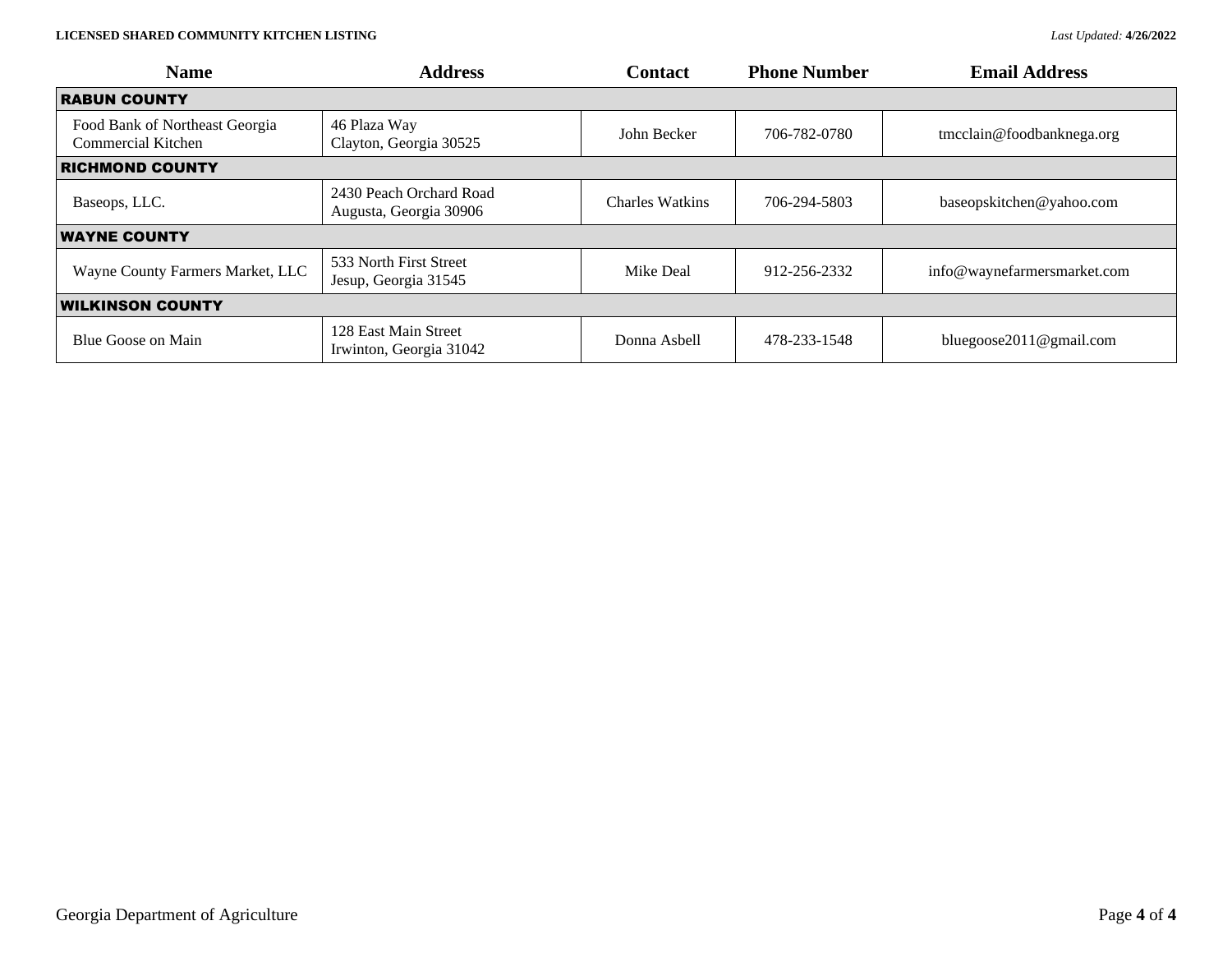| Name | Address | Contact | Phone Number | Email Address |
|---|---|---|---|---|
| **RABUN COUNTY** | | | | |
| Food Bank of Northeast Georgia Commercial Kitchen | 46 Plaza Way<br>Clayton, Georgia 30525 | John Becker | 706-782-0780 | tmcclain@foodbanknega.org |
| **RICHMOND COUNTY** | | | | |
| Baseops, LLC. | 2430 Peach Orchard Road<br>Augusta, Georgia 30906 | Charles Watkins | 706-294-5803 | baseopskitchen@yahoo.com |
| **WAYNE COUNTY** | | | | |
| Wayne County Farmers Market, LLC | 533 North First Street<br>Jesup, Georgia 31545 | Mike Deal | 912-256-2332 | info@waynefarmersmarket.com |
| **WILKINSON COUNTY** | | | | |
| Blue Goose on Main | 128 East Main Street<br>Irwinton, Georgia 31042 | Donna Asbell | 478-233-1548 | bluegoose2011@gmail.com |